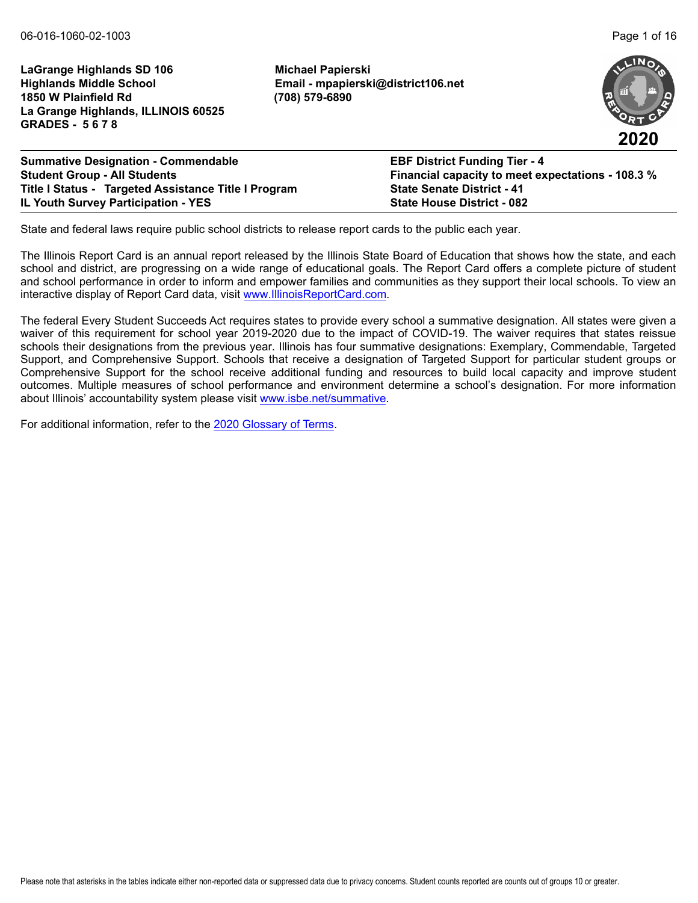06-016-1060-02-1003

**LaGrange Highlands SD 106**
**Highlands Middle School**
**1850 W Plainfield Rd**
**La Grange Highlands, ILLINOIS 60525**
**GRADES - 5 6 7 8**

**Michael Papierski**
**Email - mpapierski@district106.net**
**(708) 579-6890**

**2020**

**Summative Designation - Commendable**
**Student Group - All Students**
**Title I Status - Targeted Assistance Title I Program**
**IL Youth Survey Participation - YES**

**EBF District Funding Tier - 4**
**Financial capacity to meet expectations - 108.3 %**
**State Senate District - 41**
**State House District - 082**

State and federal laws require public school districts to release report cards to the public each year.

The Illinois Report Card is an annual report released by the Illinois State Board of Education that shows how the state, and each school and district, are progressing on a wide range of educational goals. The Report Card offers a complete picture of student and school performance in order to inform and empower families and communities as they support their local schools. To view an interactive display of Report Card data, visit [www.IllinoisReportCard.com](www.IllinoisReportCard.com).

The federal Every Student Succeeds Act requires states to provide every school a summative designation. All states were given a waiver of this requirement for school year 2019-2020 due to the impact of COVID-19. The waiver requires that states reissue schools their designations from the previous year. Illinois has four summative designations: Exemplary, Commendable, Targeted Support, and Comprehensive Support. Schools that receive a designation of Targeted Support for particular student groups or Comprehensive Support for the school receive additional funding and resources to build local capacity and improve student outcomes. Multiple measures of school performance and environment determine a school's designation. For more information about Illinois' accountability system please visit [www.isbe.net/summative](www.isbe.net/summative).

For additional information, refer to the 2020 Glossary of Terms.

Please note that asterisks in the tables indicate either non-reported data or suppressed data due to privacy concerns. Student counts reported are counts out of groups 10 or greater.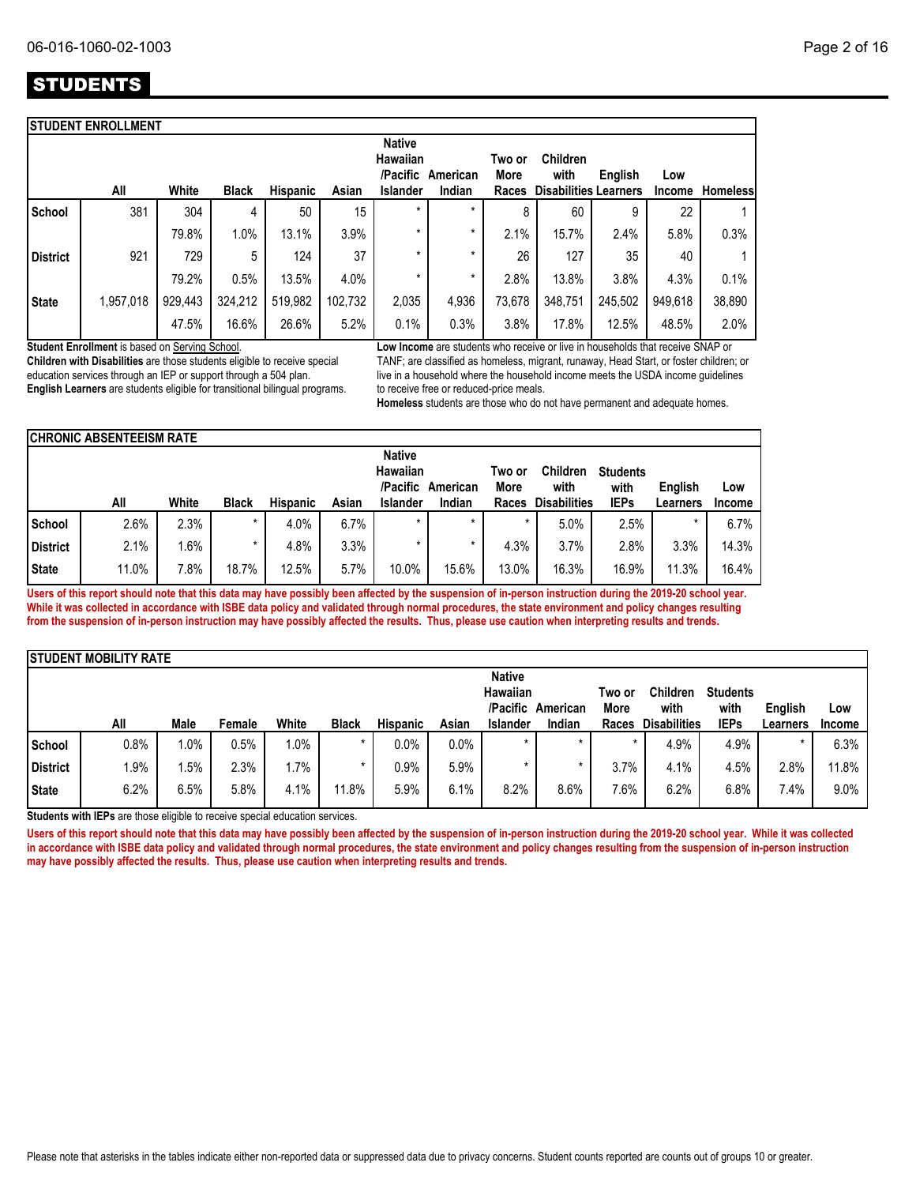# STUDENTS

### STUDENT ENROLLMENT

| | All | White | Black | Hispanic | Asian | Native Hawaiian /Pacific Islander | American Indian | Two or More Races | Children with Disabilities | English Learners | Low Income | Homeless |
|---|---|---|---|---|---|---|---|---|---|---|---|---|
| **School** | 381 | 304 | 4 | 50 | 15 | * | * | 8 | 60 | 9 | 22 | 1 |
| | | 79.8% | 1.0% | 13.1% | 3.9% | * | * | 2.1% | 15.7% | 2.4% | 5.8% | 0.3% |
| **District** | 921 | 729 | 5 | 124 | 37 | * | * | 26 | 127 | 35 | 40 | 1 |
| | | 79.2% | 0.5% | 13.5% | 4.0% | * | * | 2.8% | 13.8% | 3.8% | 4.3% | 0.1% |
| **State** | 1,957,018 | 929,443 | 324,212 | 519,982 | 102,732 | 2,035 | 4,936 | 73,678 | 348,751 | 245,502 | 949,618 | 38,890 |
| | | 47.5% | 16.6% | 26.6% | 5.2% | 0.1% | 0.3% | 3.8% | 17.8% | 12.5% | 48.5% | 2.0% |

**Student Enrollment** is based on Serving School.
**Children with Disabilities** are those students eligible to receive special education services through an IEP or support through a 504 plan.
**English Learners** are students eligible for transitional bilingual programs.

**Low Income** are students who receive or live in households that receive SNAP or TANF; are classified as homeless, migrant, runaway, Head Start, or foster children; or live in a household where the household income meets the USDA income guidelines to receive free or reduced-price meals.
**Homeless** students are those who do not have permanent and adequate homes.

### CHRONIC ABSENTEEISM RATE

| | All | White | Black | Hispanic | Asian | Native Hawaiian /Pacific Islander | American Indian | Two or More Races | Children with Disabilities | Students with IEPs | English Learners | Low Income |
|---|---|---|---|---|---|---|---|---|---|---|---|---|
| **School** | 2.6% | 2.3% | * | 4.0% | 6.7% | * | * | * | 5.0% | 2.5% | * | 6.7% |
| **District** | 2.1% | 1.6% | * | 4.8% | 3.3% | * | * | 4.3% | 3.7% | 2.8% | 3.3% | 14.3% |
| **State** | 11.0% | 7.8% | 18.7% | 12.5% | 5.7% | 10.0% | 15.6% | 13.0% | 16.3% | 16.9% | 11.3% | 16.4% |

**Users of this report should note that this data may have possibly been affected by the suspension of in-person instruction during the 2019-20 school year. While it was collected in accordance with ISBE data policy and validated through normal procedures, the state environment and policy changes resulting from the suspension of in-person instruction may have possibly affected the results. Thus, please use caution when interpreting results and trends.**

### STUDENT MOBILITY RATE

| | All | Male | Female | White | Black | Hispanic | Asian | Native Hawaiian /Pacific Islander | American Indian | Two or More Races | Children with Disabilities | Students with IEPs | English Learners | Low Income |
|---|---|---|---|---|---|---|---|---|---|---|---|---|---|---|
| **School** | 0.8% | 1.0% | 0.5% | 1.0% | * | 0.0% | 0.0% | * | * | * | 4.9% | 4.9% | * | 6.3% |
| **District** | 1.9% | 1.5% | 2.3% | 1.7% | * | 0.9% | 5.9% | * | * | 3.7% | 4.1% | 4.5% | 2.8% | 11.8% |
| **State** | 6.2% | 6.5% | 5.8% | 4.1% | 11.8% | 5.9% | 6.1% | 8.2% | 8.6% | 7.6% | 6.2% | 6.8% | 7.4% | 9.0% |

**Students with IEPs** are those eligible to receive special education services.

**Users of this report should note that this data may have possibly been affected by the suspension of in-person instruction during the 2019-20 school year. While it was collected in accordance with ISBE data policy and validated through normal procedures, the state environment and policy changes resulting from the suspension of in-person instruction may have possibly affected the results. Thus, please use caution when interpreting results and trends.**

Please note that asterisks in the tables indicate either non-reported data or suppressed data due to privacy concerns. Student counts reported are counts out of groups 10 or greater.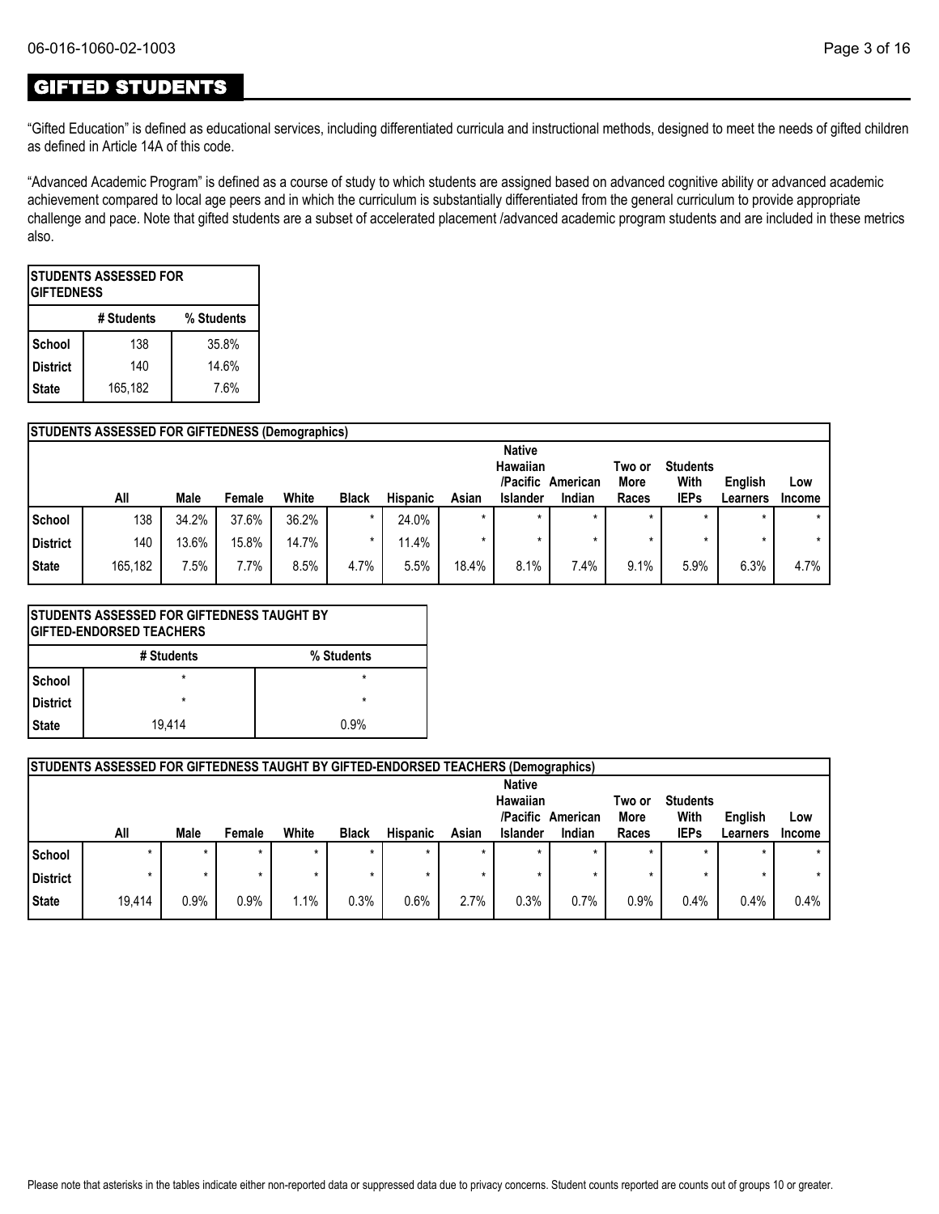## GIFTED STUDENTS

"Gifted Education" is defined as educational services, including differentiated curricula and instructional methods, designed to meet the needs of gifted children as defined in Article 14A of this code.

"Advanced Academic Program" is defined as a course of study to which students are assigned based on advanced cognitive ability or advanced academic achievement compared to local age peers and in which the curriculum is substantially differentiated from the general curriculum to provide appropriate challenge and pace. Note that gifted students are a subset of accelerated placement /advanced academic program students and are included in these metrics also.

| STUDENTS ASSESSED FOR GIFTEDNESS | | |
|---|---|---|
| | # Students | % Students |
| School | 138 | 35.8% |
| District | 140 | 14.6% |
| State | 165,182 | 7.6% |

| STUDENTS ASSESSED FOR GIFTEDNESS (Demographics) | | | | | | | | | | | | | |
|---|---|---|---|---|---|---|---|---|---|---|---|---|---|
| | All | Male | Female | White | Black | Hispanic | Asian | Native Hawaiian /Pacific Islander | American Indian | Two or More Races | Students With IEPs | English Learners | Low Income |
| School | 138 | 34.2% | 37.6% | 36.2% | * | 24.0% | * | * | * | * | * | * | * |
| District | 140 | 13.6% | 15.8% | 14.7% | * | 11.4% | * | * | * | * | * | * | * |
| State | 165,182 | 7.5% | 7.7% | 8.5% | 4.7% | 5.5% | 18.4% | 8.1% | 7.4% | 9.1% | 5.9% | 6.3% | 4.7% |

| STUDENTS ASSESSED FOR GIFTEDNESS TAUGHT BY GIFTED-ENDORSED TEACHERS | | |
|---|---|---|
| | # Students | % Students |
| School | * | * |
| District | * | * |
| State | 19,414 | 0.9% |

| STUDENTS ASSESSED FOR GIFTEDNESS TAUGHT BY GIFTED-ENDORSED TEACHERS (Demographics) | | | | | | | | | | | | | |
|---|---|---|---|---|---|---|---|---|---|---|---|---|---|
| | All | Male | Female | White | Black | Hispanic | Asian | Native Hawaiian /Pacific Islander | American Indian | Two or More Races | Students With IEPs | English Learners | Low Income |
| School | * | * | * | * | * | * | * | * | * | * | * | * | * |
| District | * | * | * | * | * | * | * | * | * | * | * | * | * |
| State | 19,414 | 0.9% | 0.9% | 1.1% | 0.3% | 0.6% | 2.7% | 0.3% | 0.7% | 0.9% | 0.4% | 0.4% | 0.4% |

Please note that asterisks in the tables indicate either non-reported data or suppressed data due to privacy concerns. Student counts reported are counts out of groups 10 or greater.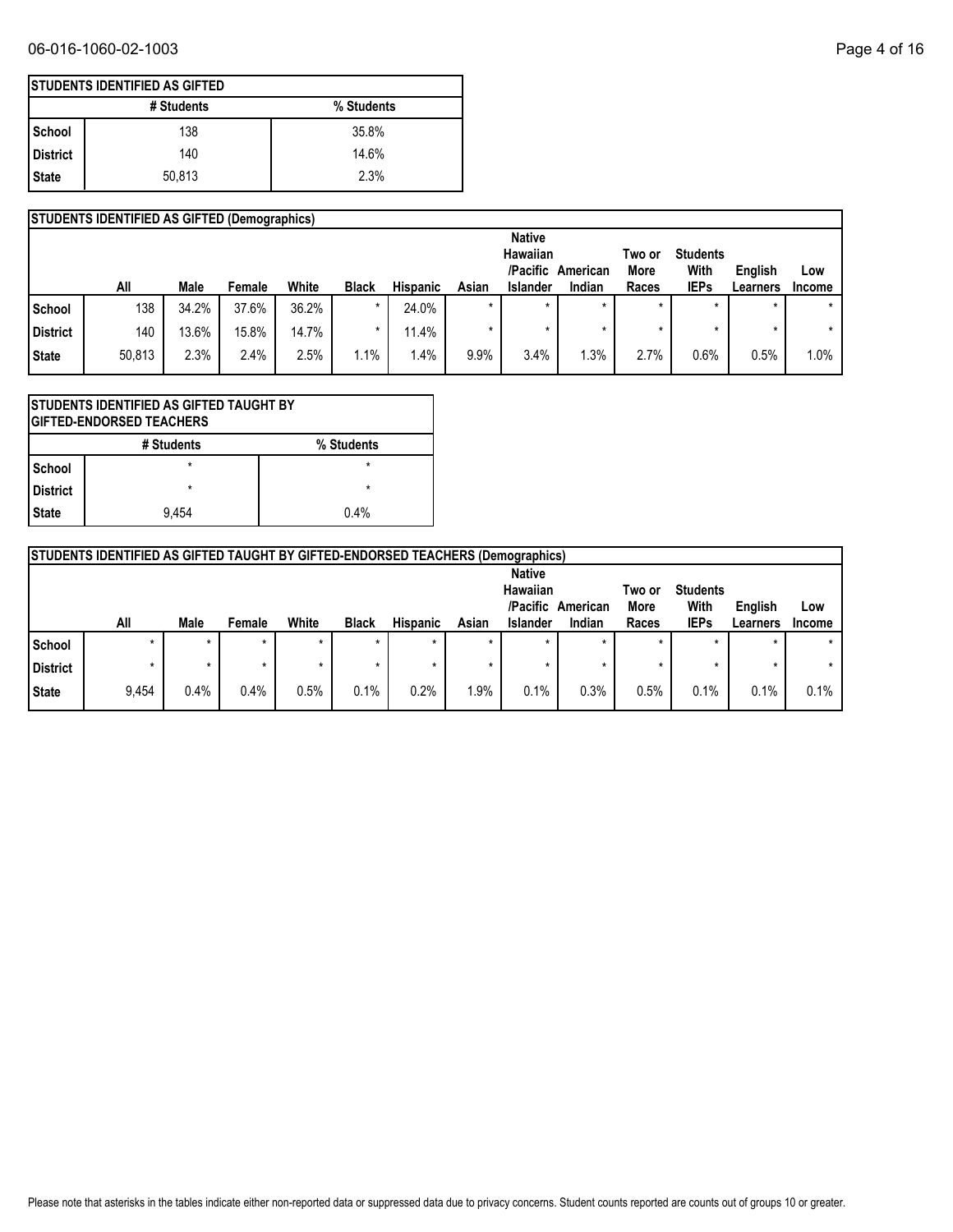## STUDENTS IDENTIFIED AS GIFTED

| | # Students | % Students |
|---|---|---|
| School | 138 | 35.8% |
| District | 140 | 14.6% |
| State | 50,813 | 2.3% |

## STUDENTS IDENTIFIED AS GIFTED (Demographics)

| | All | Male | Female | White | Black | Hispanic | Asian | Native Hawaiian /Pacific Islander | American Indian | Two or More Races | Students With IEPs | English Learners | Low Income |
|---|---|---|---|---|---|---|---|---|---|---|---|---|---|
| School | 138 | 34.2% | 37.6% | 36.2% | * | 24.0% | * | * | * | * | * | * | * |
| District | 140 | 13.6% | 15.8% | 14.7% | * | 11.4% | * | * | * | * | * | * | * |
| State | 50,813 | 2.3% | 2.4% | 2.5% | 1.1% | 1.4% | 9.9% | 3.4% | 1.3% | 2.7% | 0.6% | 0.5% | 1.0% |

## STUDENTS IDENTIFIED AS GIFTED TAUGHT BY GIFTED-ENDORSED TEACHERS

| | # Students | % Students |
|---|---|---|
| School | * | * |
| District | * | * |
| State | 9,454 | 0.4% |

## STUDENTS IDENTIFIED AS GIFTED TAUGHT BY GIFTED-ENDORSED TEACHERS (Demographics)

| | All | Male | Female | White | Black | Hispanic | Asian | Native Hawaiian /Pacific Islander | American Indian | Two or More Races | Students With IEPs | English Learners | Low Income |
|---|---|---|---|---|---|---|---|---|---|---|---|---|---|
| School | * | * | * | * | * | * | * | * | * | * | * | * | * |
| District | * | * | * | * | * | * | * | * | * | * | * | * | * |
| State | 9,454 | 0.4% | 0.4% | 0.5% | 0.1% | 0.2% | 1.9% | 0.1% | 0.3% | 0.5% | 0.1% | 0.1% | 0.1% |

Please note that asterisks in the tables indicate either non-reported data or suppressed data due to privacy concerns. Student counts reported are counts out of groups 10 or greater.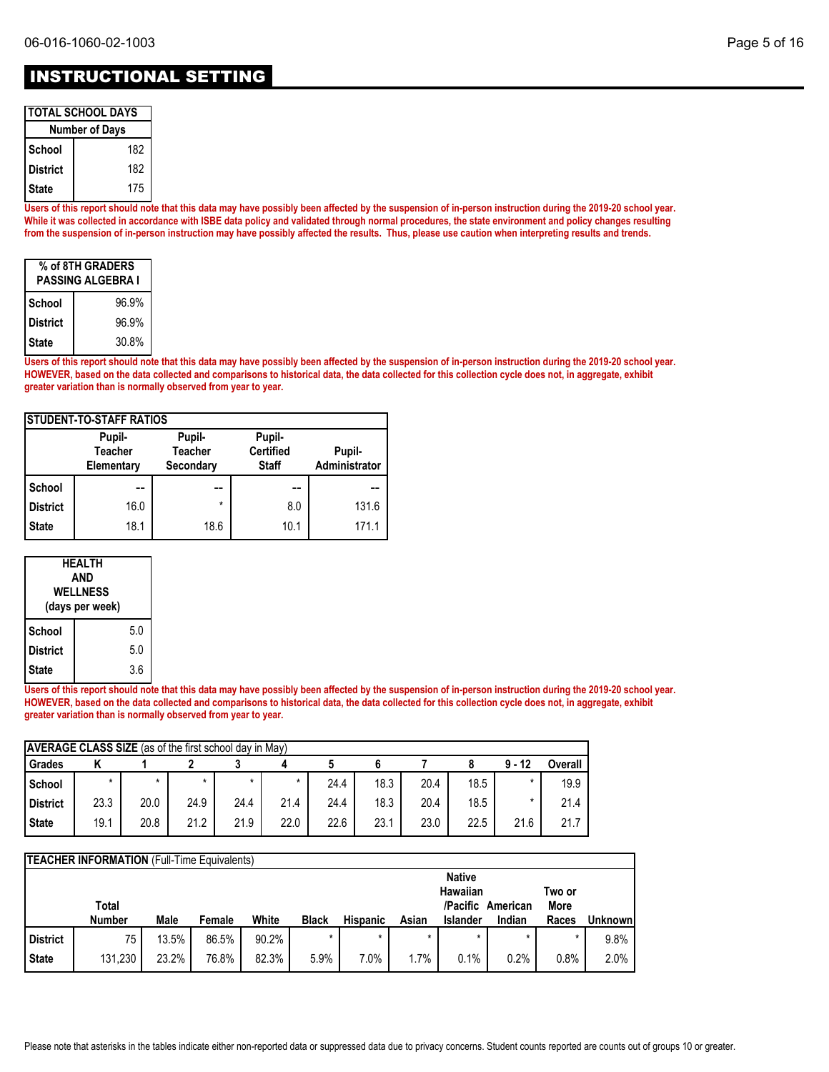# INSTRUCTIONAL SETTING

| TOTAL SCHOOL DAYS | |
|---|---|
| | Number of Days |
| School | 182 |
| District | 182 |
| State | 175 |

**Users of this report should note that this data may have possibly been affected by the suspension of in-person instruction during the 2019-20 school year. While it was collected in accordance with ISBE data policy and validated through normal procedures, the state environment and policy changes resulting from the suspension of in-person instruction may have possibly affected the results. Thus, please use caution when interpreting results and trends.**

| % of 8TH GRADERS PASSING ALGEBRA I | |
|---|---|
| School | 96.9% |
| District | 96.9% |
| State | 30.8% |

**Users of this report should note that this data may have possibly been affected by the suspension of in-person instruction during the 2019-20 school year. HOWEVER, based on the data collected and comparisons to historical data, the data collected for this collection cycle does not, in aggregate, exhibit greater variation than is normally observed from year to year.**

| STUDENT-TO-STAFF RATIOS | Pupil-Teacher Elementary | Pupil-Teacher Secondary | Pupil-Certified Staff | Pupil-Administrator |
|---|---|---|---|---|
| School | -- | -- | -- | -- |
| District | 16.0 | * | 8.0 | 131.6 |
| State | 18.1 | 18.6 | 10.1 | 171.1 |

| HEALTH AND WELLNESS (days per week) | |
|---|---|
| School | 5.0 |
| District | 5.0 |
| State | 3.6 |

**Users of this report should note that this data may have possibly been affected by the suspension of in-person instruction during the 2019-20 school year. HOWEVER, based on the data collected and comparisons to historical data, the data collected for this collection cycle does not, in aggregate, exhibit greater variation than is normally observed from year to year.**

**AVERAGE CLASS SIZE** (as of the first school day in May)

| Grades | K | 1 | 2 | 3 | 4 | 5 | 6 | 7 | 8 | 9 - 12 | Overall |
|---|---|---|---|---|---|---|---|---|---|---|---|
| School | * | * | * | * | * | 24.4 | 18.3 | 20.4 | 18.5 | * | 19.9 |
| District | 23.3 | 20.0 | 24.9 | 24.4 | 21.4 | 24.4 | 18.3 | 20.4 | 18.5 | * | 21.4 |
| State | 19.1 | 20.8 | 21.2 | 21.9 | 22.0 | 22.6 | 23.1 | 23.0 | 22.5 | 21.6 | 21.7 |

**TEACHER INFORMATION** (Full-Time Equivalents)

| | Total Number | Male | Female | White | Black | Hispanic | Asian | Native Hawaiian /Pacific Islander | American Indian | Two or More Races | Unknown |
|---|---|---|---|---|---|---|---|---|---|---|---|
| District | 75 | 13.5% | 86.5% | 90.2% | * | * | * | * | * | * | 9.8% |
| State | 131,230 | 23.2% | 76.8% | 82.3% | 5.9% | 7.0% | 1.7% | 0.1% | 0.2% | 0.8% | 2.0% |

Please note that asterisks in the tables indicate either non-reported data or suppressed data due to privacy concerns. Student counts reported are counts out of groups 10 or greater.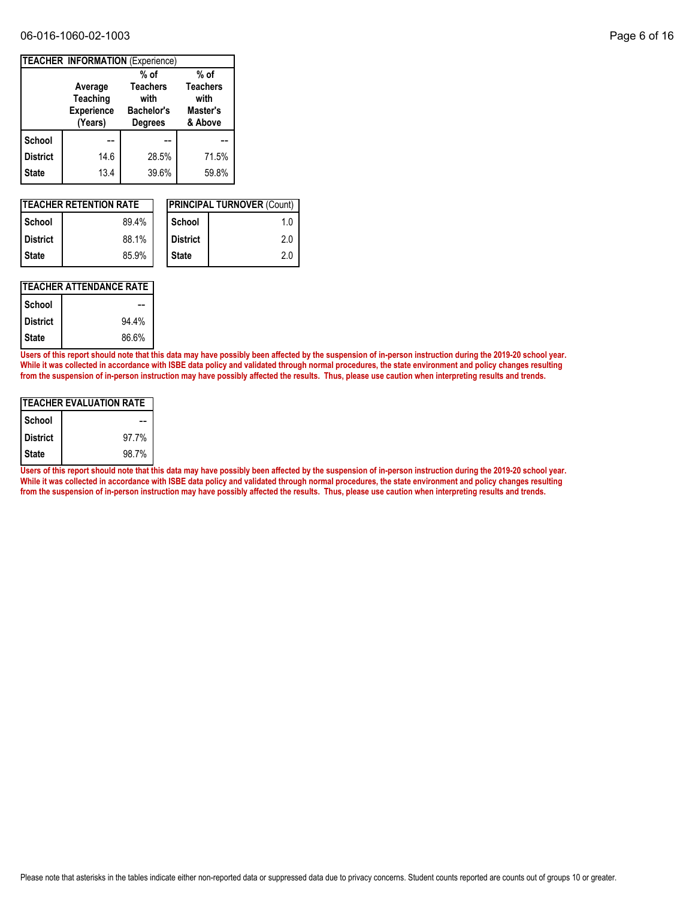**TEACHER INFORMATION** (Experience)

| | Average Teaching Experience (Years) | % of Teachers with Bachelor's Degrees | % of Teachers with Master's & Above |
|---|---|---|---|
| **School** | -- | -- | -- |
| **District** | 14.6 | 28.5% | 71.5% |
| **State** | 13.4 | 39.6% | 59.8% |

| **TEACHER RETENTION RATE** | |
|---|---|
| **School** | 89.4% |
| **District** | 88.1% |
| **State** | 85.9% |

| **PRINCIPAL TURNOVER** (Count) | |
|---|---|
| **School** | 1.0 |
| **District** | 2.0 |
| **State** | 2.0 |

| **TEACHER ATTENDANCE RATE** | |
|---|---|
| **School** | -- |
| **District** | 94.4% |
| **State** | 86.6% |

**Users of this report should note that this data may have possibly been affected by the suspension of in-person instruction during the 2019-20 school year. While it was collected in accordance with ISBE data policy and validated through normal procedures, the state environment and policy changes resulting from the suspension of in-person instruction may have possibly affected the results. Thus, please use caution when interpreting results and trends.**

| **TEACHER EVALUATION RATE** | |
|---|---|
| **School** | -- |
| **District** | 97.7% |
| **State** | 98.7% |

**Users of this report should note that this data may have possibly been affected by the suspension of in-person instruction during the 2019-20 school year. While it was collected in accordance with ISBE data policy and validated through normal procedures, the state environment and policy changes resulting from the suspension of in-person instruction may have possibly affected the results. Thus, please use caution when interpreting results and trends.**

Please note that asterisks in the tables indicate either non-reported data or suppressed data due to privacy concerns. Student counts reported are counts out of groups 10 or greater.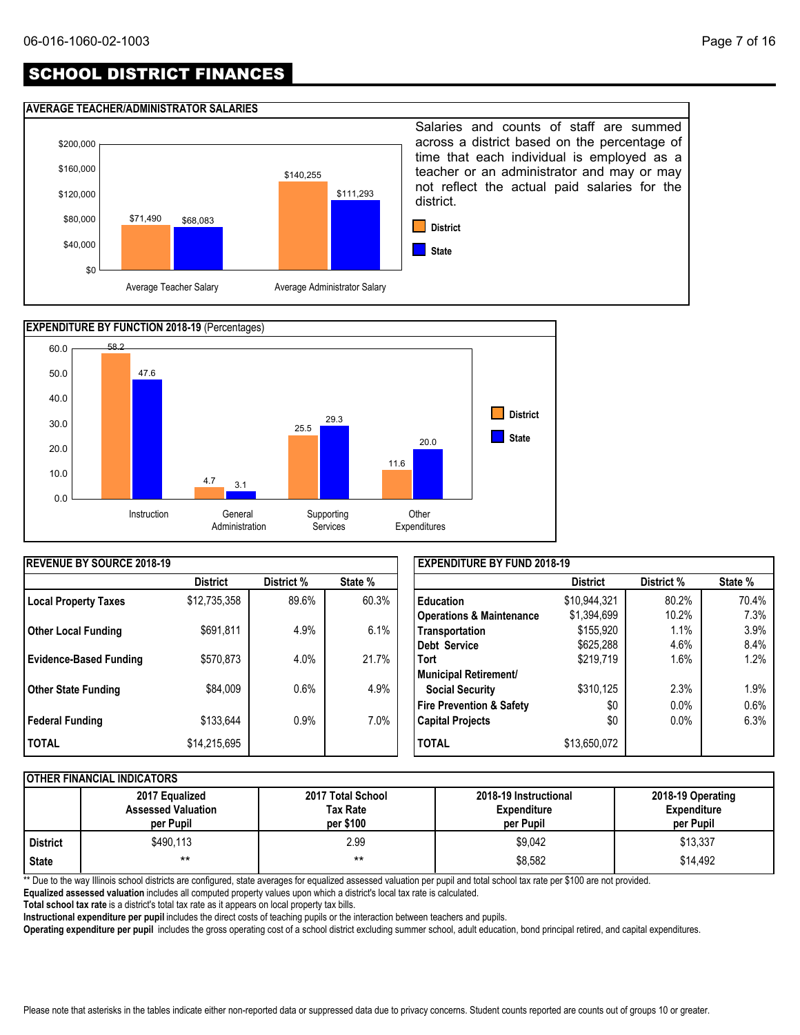## SCHOOL DISTRICT FINANCES

### AVERAGE TEACHER/ADMINISTRATOR SALARIES

| | District | State |
|---|---|---|
| Average Teacher Salary | $71,490 | $68,083 |
| Average Administrator Salary | $140,255 | $111,293 |

Salaries and counts of staff are summed across a district based on the percentage of time that each individual is employed as a teacher or an administrator and may or may not reflect the actual paid salaries for the district.

### EXPENDITURE BY FUNCTION 2018-19 (Percentages)

| | District | State |
|---|---|---|
| Instruction | 58.2 | 47.6 |
| General Administration | 4.7 | 3.1 |
| Supporting Services | 25.5 | 29.3 |
| Other Expenditures | 11.6 | 20.0 |

### REVENUE BY SOURCE 2018-19

| | District | District % | State % |
|---|---|---|---|
| **Local Property Taxes** | $12,735,358 | 89.6% | 60.3% |
| **Other Local Funding** | $691,811 | 4.9% | 6.1% |
| **Evidence-Based Funding** | $570,873 | 4.0% | 21.7% |
| **Other State Funding** | $84,009 | 0.6% | 4.9% |
| **Federal Funding** | $133,644 | 0.9% | 7.0% |
| **TOTAL** | $14,215,695 | | |

### EXPENDITURE BY FUND 2018-19

| | District | District % | State % |
|---|---|---|---|
| **Education** | $10,944,321 | 80.2% | 70.4% |
| **Operations & Maintenance** | $1,394,699 | 10.2% | 7.3% |
| **Transportation** | $155,920 | 1.1% | 3.9% |
| **Debt Service** | $625,288 | 4.6% | 8.4% |
| **Tort** | $219,719 | 1.6% | 1.2% |
| **Municipal Retirement/ Social Security** | $310,125 | 2.3% | 1.9% |
| **Fire Prevention & Safety** | $0 | 0.0% | 0.6% |
| **Capital Projects** | $0 | 0.0% | 6.3% |
| **TOTAL** | $13,650,072 | | |

### OTHER FINANCIAL INDICATORS

| | 2017 Equalized Assessed Valuation per Pupil | 2017 Total School Tax Rate per $100 | 2018-19 Instructional Expenditure per Pupil | 2018-19 Operating Expenditure per Pupil |
|---|---|---|---|---|
| **District** | $490,113 | 2.99 | $9,042 | $13,337 |
| **State** | ** | ** | $8,582 | $14,492 |

** Due to the way Illinois school districts are configured, state averages for equalized assessed valuation per pupil and total school tax rate per $100 are not provided.

**Equalized assessed valuation** includes all computed property values upon which a district's local tax rate is calculated.

**Total school tax rate** is a district's total tax rate as it appears on local property tax bills.

**Instructional expenditure per pupil** includes the direct costs of teaching pupils or the interaction between teachers and pupils.

**Operating expenditure per pupil** includes the gross operating cost of a school district excluding summer school, adult education, bond principal retired, and capital expenditures.

Please note that asterisks in the tables indicate either non-reported data or suppressed data due to privacy concerns. Student counts reported are counts out of groups 10 or greater.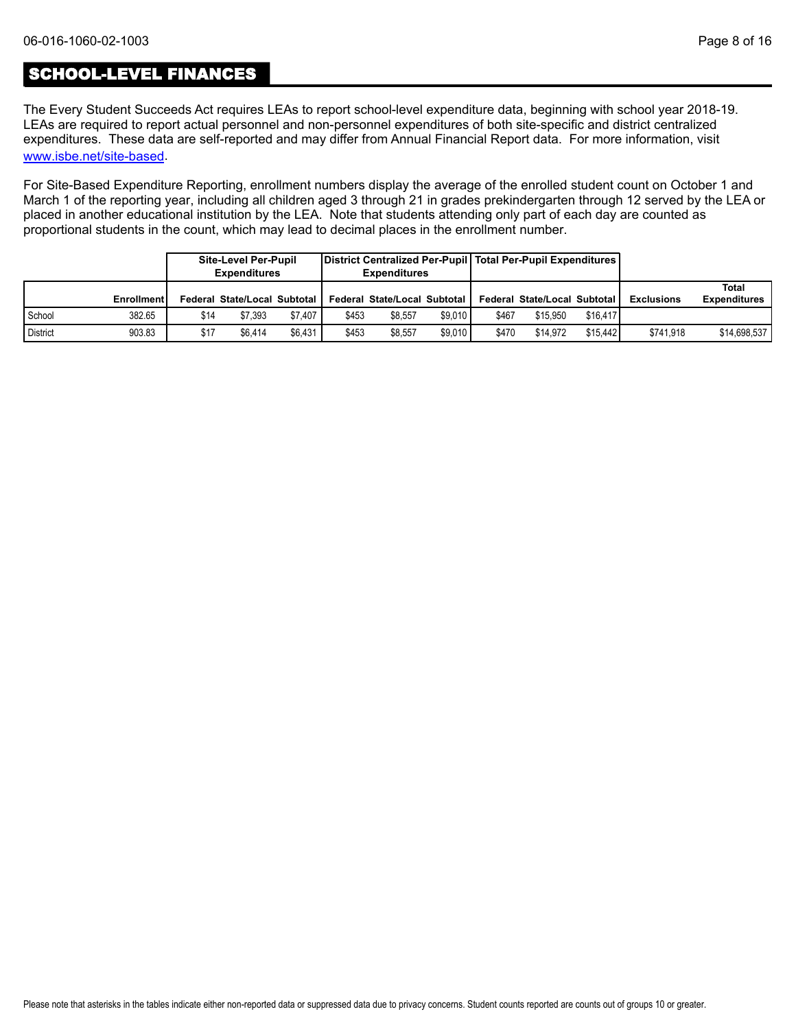## SCHOOL-LEVEL FINANCES

The Every Student Succeeds Act requires LEAs to report school-level expenditure data, beginning with school year 2018-19. LEAs are required to report actual personnel and non-personnel expenditures of both site-specific and district centralized expenditures. These data are self-reported and may differ from Annual Financial Report data. For more information, visit www.isbe.net/site-based.

For Site-Based Expenditure Reporting, enrollment numbers display the average of the enrolled student count on October 1 and March 1 of the reporting year, including all children aged 3 through 21 in grades prekindergarten through 12 served by the LEA or placed in another educational institution by the LEA. Note that students attending only part of each day are counted as proportional students in the count, which may lead to decimal places in the enrollment number.

| | | Site-Level Per-Pupil Expenditures | | | District Centralized Per-Pupil Expenditures | | | Total Per-Pupil Expenditures | | | | |
|---|---|---|---|---|---|---|---|---|---|---|---|---|
| | Enrollment | Federal | State/Local | Subtotal | Federal | State/Local | Subtotal | Federal | State/Local | Subtotal | Exclusions | Total Expenditures |
| School | 382.65 | $14 | $7,393 | $7,407 | $453 | $8,557 | $9,010 | $467 | $15,950 | $16,417 | | |
| District | 903.83 | $17 | $6,414 | $6,431 | $453 | $8,557 | $9,010 | $470 | $14,972 | $15,442 | $741,918 | $14,698,537 |

Please note that asterisks in the tables indicate either non-reported data or suppressed data due to privacy concerns. Student counts reported are counts out of groups 10 or greater.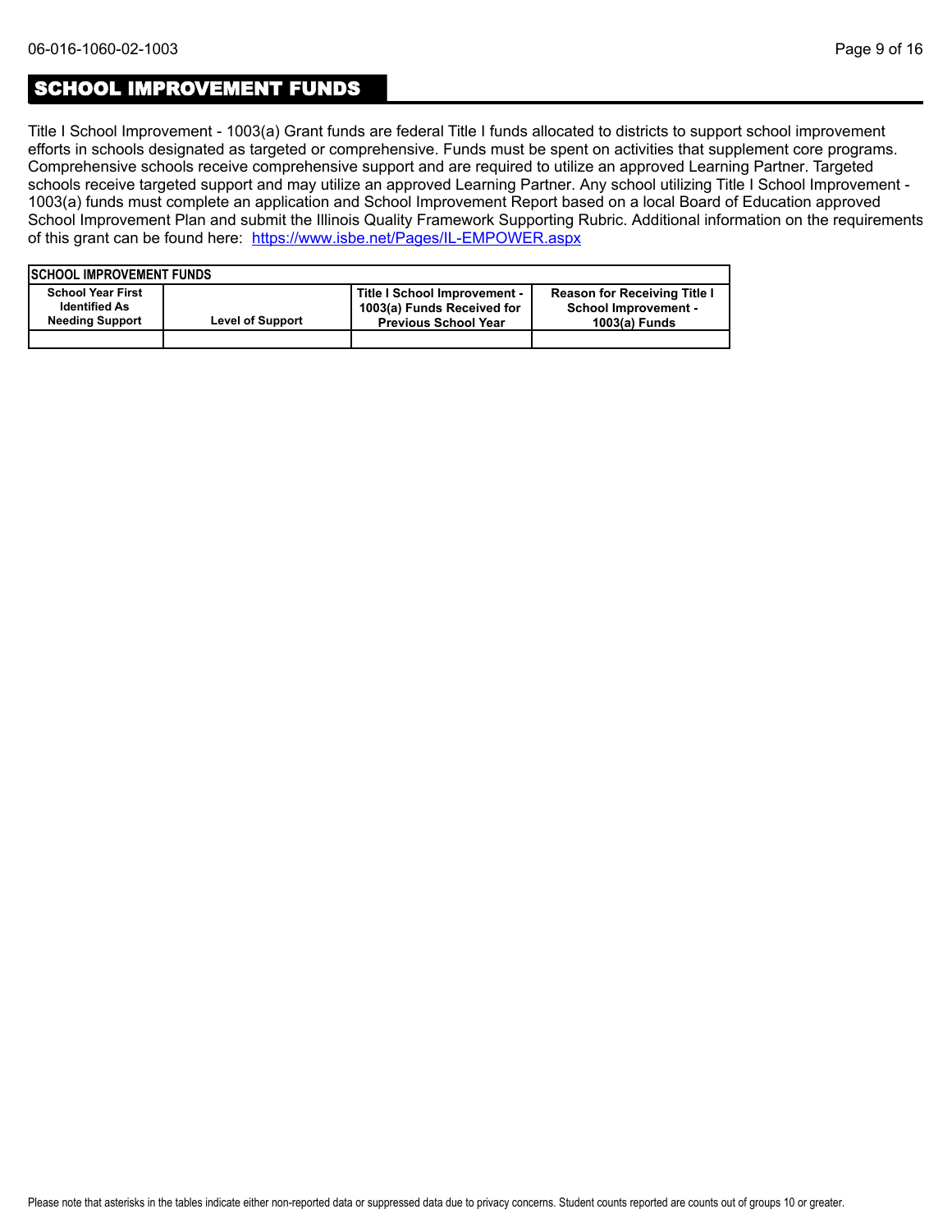## SCHOOL IMPROVEMENT FUNDS

Title I School Improvement - 1003(a) Grant funds are federal Title I funds allocated to districts to support school improvement efforts in schools designated as targeted or comprehensive. Funds must be spent on activities that supplement core programs. Comprehensive schools receive comprehensive support and are required to utilize an approved Learning Partner. Targeted schools receive targeted support and may utilize an approved Learning Partner. Any school utilizing Title I School Improvement - 1003(a) funds must complete an application and School Improvement Report based on a local Board of Education approved School Improvement Plan and submit the Illinois Quality Framework Supporting Rubric. Additional information on the requirements of this grant can be found here: [https://www.isbe.net/Pages/IL-EMPOWER.aspx](https://www.isbe.net/Pages/IL-EMPOWER.aspx)

| SCHOOL IMPROVEMENT FUNDS | | | |
|---|---|---|---|
| School Year First Identified As Needing Support | Level of Support | Title I School Improvement - 1003(a) Funds Received for Previous School Year | Reason for Receiving Title I School Improvement - 1003(a) Funds |
| | | | |

Please note that asterisks in the tables indicate either non-reported data or suppressed data due to privacy concerns. Student counts reported are counts out of groups 10 or greater.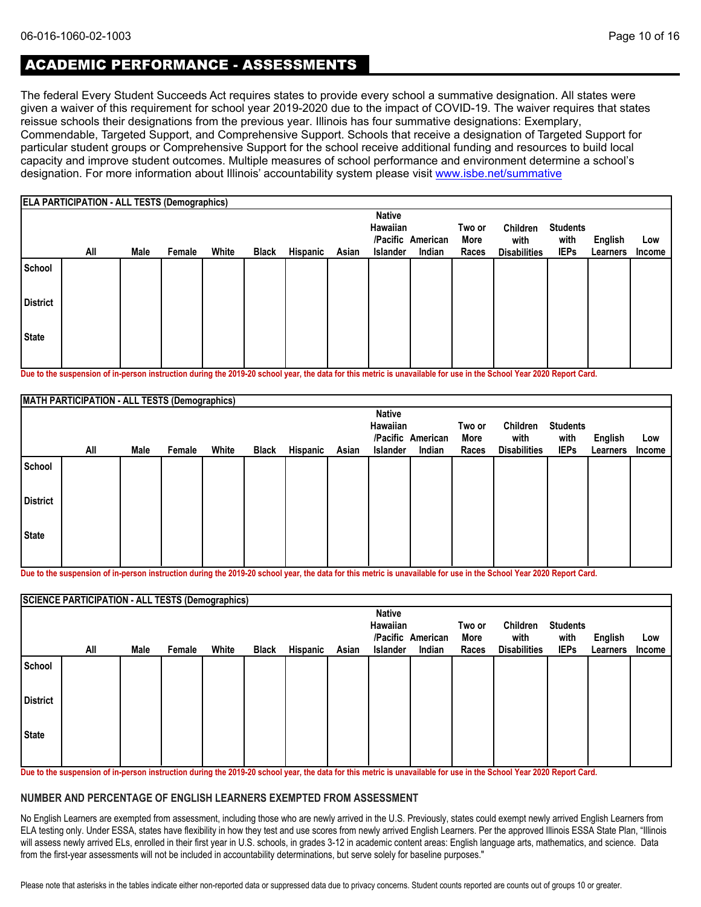06-016-1060-02-1003

## ACADEMIC PERFORMANCE - ASSESSMENTS

The federal Every Student Succeeds Act requires states to provide every school a summative designation. All states were given a waiver of this requirement for school year 2019-2020 due to the impact of COVID-19. The waiver requires that states reissue schools their designations from the previous year. Illinois has four summative designations: Exemplary, Commendable, Targeted Support, and Comprehensive Support. Schools that receive a designation of Targeted Support for particular student groups or Comprehensive Support for the school receive additional funding and resources to build local capacity and improve student outcomes. Multiple measures of school performance and environment determine a school's designation. For more information about Illinois' accountability system please visit www.isbe.net/summative

**ELA PARTICIPATION - ALL TESTS (Demographics)**

| | All | Male | Female | White | Black | Hispanic | Asian | Native Hawaiian /Pacific Islander | American Indian | Two or More Races | Children with Disabilities | Students with IEPs | English Learners | Low Income |
|---|---|---|---|---|---|---|---|---|---|---|---|---|---|---|
| School | | | | | | | | | | | | | | |
| District | | | | | | | | | | | | | | |
| State | | | | | | | | | | | | | | |

Due to the suspension of in-person instruction during the 2019-20 school year, the data for this metric is unavailable for use in the School Year 2020 Report Card.

**MATH PARTICIPATION - ALL TESTS (Demographics)**

| | All | Male | Female | White | Black | Hispanic | Asian | Native Hawaiian /Pacific Islander | American Indian | Two or More Races | Children with Disabilities | Students with IEPs | English Learners | Low Income |
|---|---|---|---|---|---|---|---|---|---|---|---|---|---|---|
| School | | | | | | | | | | | | | | |
| District | | | | | | | | | | | | | | |
| State | | | | | | | | | | | | | | |

Due to the suspension of in-person instruction during the 2019-20 school year, the data for this metric is unavailable for use in the School Year 2020 Report Card.

**SCIENCE PARTICIPATION - ALL TESTS (Demographics)**

| | All | Male | Female | White | Black | Hispanic | Asian | Native Hawaiian /Pacific Islander | American Indian | Two or More Races | Children with Disabilities | Students with IEPs | English Learners | Low Income |
|---|---|---|---|---|---|---|---|---|---|---|---|---|---|---|
| School | | | | | | | | | | | | | | |
| District | | | | | | | | | | | | | | |
| State | | | | | | | | | | | | | | |

Due to the suspension of in-person instruction during the 2019-20 school year, the data for this metric is unavailable for use in the School Year 2020 Report Card.

### NUMBER AND PERCENTAGE OF ENGLISH LEARNERS EXEMPTED FROM ASSESSMENT

No English Learners are exempted from assessment, including those who are newly arrived in the U.S. Previously, states could exempt newly arrived English Learners from ELA testing only. Under ESSA, states have flexibility in how they test and use scores from newly arrived English Learners. Per the approved Illinois ESSA State Plan, "Illinois will assess newly arrived ELs, enrolled in their first year in U.S. schools, in grades 3-12 in academic content areas: English language arts, mathematics, and science. Data from the first-year assessments will not be included in accountability determinations, but serve solely for baseline purposes."

Please note that asterisks in the tables indicate either non-reported data or suppressed data due to privacy concerns. Student counts reported are counts out of groups 10 or greater.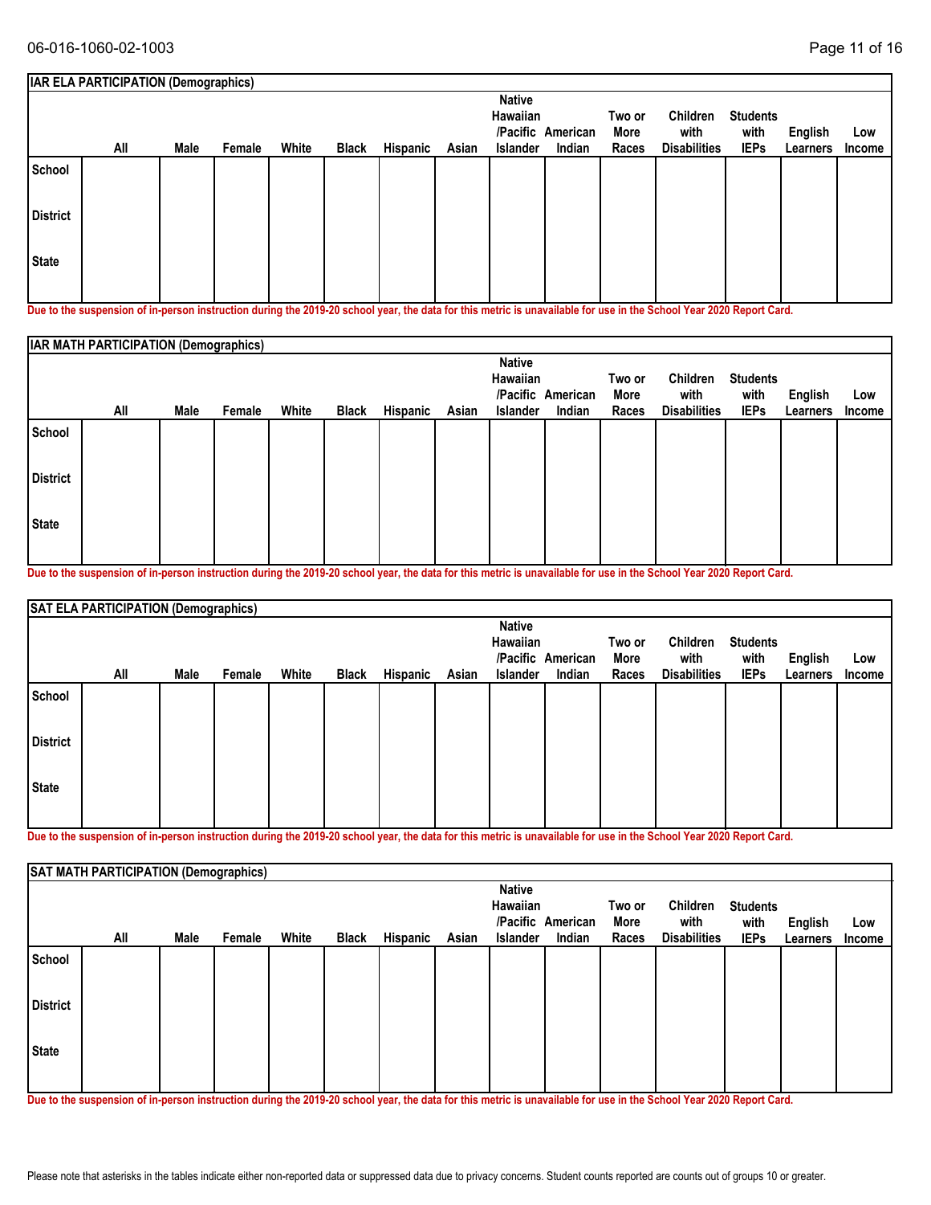| IAR ELA PARTICIPATION (Demographics) | | | | | | | | | | | | | | |
|---|---|---|---|---|---|---|---|---|---|---|---|---|---|---|
| | All | Male | Female | White | Black | Hispanic | Asian | Native Hawaiian /Pacific Islander | American Indian | Two or More Races | Children with Disabilities | Students with IEPs | English Learners | Low Income |
| School | | | | | | | | | | | | | | |
| District | | | | | | | | | | | | | | |
| State | | | | | | | | | | | | | | |

Due to the suspension of in-person instruction during the 2019-20 school year, the data for this metric is unavailable for use in the School Year 2020 Report Card.

| IAR MATH PARTICIPATION (Demographics) | | | | | | | | | | | | | | |
|---|---|---|---|---|---|---|---|---|---|---|---|---|---|---|
| | All | Male | Female | White | Black | Hispanic | Asian | Native Hawaiian /Pacific Islander | American Indian | Two or More Races | Children with Disabilities | Students with IEPs | English Learners | Low Income |
| School | | | | | | | | | | | | | | |
| District | | | | | | | | | | | | | | |
| State | | | | | | | | | | | | | | |

Due to the suspension of in-person instruction during the 2019-20 school year, the data for this metric is unavailable for use in the School Year 2020 Report Card.

| SAT ELA PARTICIPATION (Demographics) | | | | | | | | | | | | | | |
|---|---|---|---|---|---|---|---|---|---|---|---|---|---|---|
| | All | Male | Female | White | Black | Hispanic | Asian | Native Hawaiian /Pacific Islander | American Indian | Two or More Races | Children with Disabilities | Students with IEPs | English Learners | Low Income |
| School | | | | | | | | | | | | | | |
| District | | | | | | | | | | | | | | |
| State | | | | | | | | | | | | | | |

Due to the suspension of in-person instruction during the 2019-20 school year, the data for this metric is unavailable for use in the School Year 2020 Report Card.

| SAT MATH PARTICIPATION (Demographics) | | | | | | | | | | | | | | |
|---|---|---|---|---|---|---|---|---|---|---|---|---|---|---|
| | All | Male | Female | White | Black | Hispanic | Asian | Native Hawaiian /Pacific Islander | American Indian | Two or More Races | Children with Disabilities | Students with IEPs | English Learners | Low Income |
| School | | | | | | | | | | | | | | |
| District | | | | | | | | | | | | | | |
| State | | | | | | | | | | | | | | |

Due to the suspension of in-person instruction during the 2019-20 school year, the data for this metric is unavailable for use in the School Year 2020 Report Card.

Please note that asterisks in the tables indicate either non-reported data or suppressed data due to privacy concerns. Student counts reported are counts out of groups 10 or greater.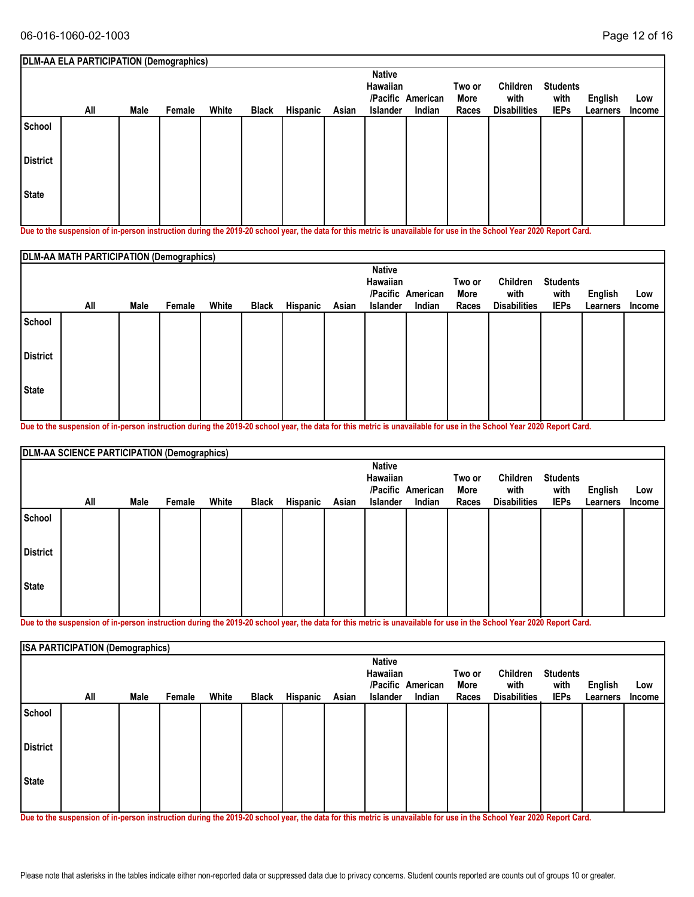| DLM-AA ELA PARTICIPATION (Demographics) | | | | | | | | | | | | | | |
|---|---|---|---|---|---|---|---|---|---|---|---|---|---|---|
| | All | Male | Female | White | Black | Hispanic | Asian | Native Hawaiian /Pacific Islander | American Indian | Two or More Races | Children with Disabilities | Students with IEPs | English Learners | Low Income |
| School | | | | | | | | | | | | | | |
| District | | | | | | | | | | | | | | |
| State | | | | | | | | | | | | | | |

Due to the suspension of in-person instruction during the 2019-20 school year, the data for this metric is unavailable for use in the School Year 2020 Report Card.

| DLM-AA MATH PARTICIPATION (Demographics) | | | | | | | | | | | | | | |
|---|---|---|---|---|---|---|---|---|---|---|---|---|---|---|
| | All | Male | Female | White | Black | Hispanic | Asian | Native Hawaiian /Pacific Islander | American Indian | Two or More Races | Children with Disabilities | Students with IEPs | English Learners | Low Income |
| School | | | | | | | | | | | | | | |
| District | | | | | | | | | | | | | | |
| State | | | | | | | | | | | | | | |

Due to the suspension of in-person instruction during the 2019-20 school year, the data for this metric is unavailable for use in the School Year 2020 Report Card.

| DLM-AA SCIENCE PARTICIPATION (Demographics) | | | | | | | | | | | | | | |
|---|---|---|---|---|---|---|---|---|---|---|---|---|---|---|
| | All | Male | Female | White | Black | Hispanic | Asian | Native Hawaiian /Pacific Islander | American Indian | Two or More Races | Children with Disabilities | Students with IEPs | English Learners | Low Income |
| School | | | | | | | | | | | | | | |
| District | | | | | | | | | | | | | | |
| State | | | | | | | | | | | | | | |

Due to the suspension of in-person instruction during the 2019-20 school year, the data for this metric is unavailable for use in the School Year 2020 Report Card.

| ISA PARTICIPATION (Demographics) | | | | | | | | | | | | | | |
|---|---|---|---|---|---|---|---|---|---|---|---|---|---|---|
| | All | Male | Female | White | Black | Hispanic | Asian | Native Hawaiian /Pacific Islander | American Indian | Two or More Races | Children with Disabilities | Students with IEPs | English Learners | Low Income |
| School | | | | | | | | | | | | | | |
| District | | | | | | | | | | | | | | |
| State | | | | | | | | | | | | | | |

Due to the suspension of in-person instruction during the 2019-20 school year, the data for this metric is unavailable for use in the School Year 2020 Report Card.

Please note that asterisks in the tables indicate either non-reported data or suppressed data due to privacy concerns. Student counts reported are counts out of groups 10 or greater.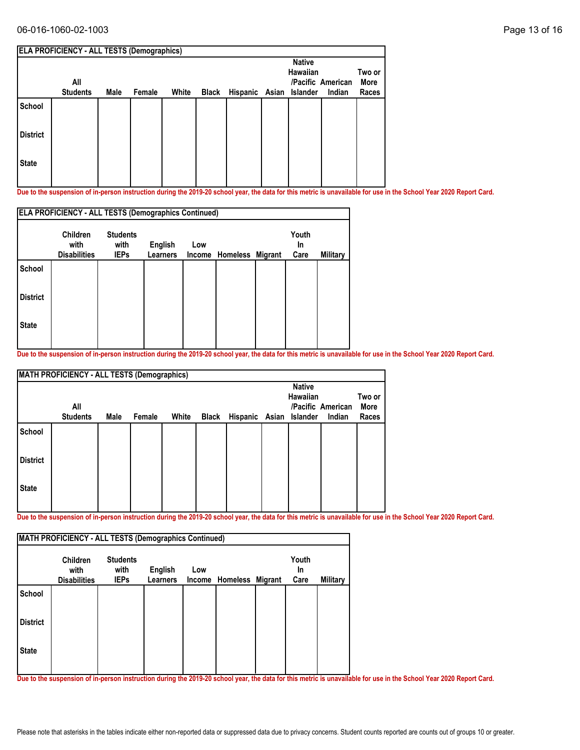| ELA PROFICIENCY - ALL TESTS (Demographics) | | | | | | | | | | |
|---|---|---|---|---|---|---|---|---|---|---|
| | All Students | Male | Female | White | Black | Hispanic | Asian | Native Hawaiian /Pacific Islander | American Indian | Two or More Races |
| School | | | | | | | | | | |
| District | | | | | | | | | | |
| State | | | | | | | | | | |

**Due to the suspension of in-person instruction during the 2019-20 school year, the data for this metric is unavailable for use in the School Year 2020 Report Card.**

| ELA PROFICIENCY - ALL TESTS (Demographics Continued) | | | | | | | | |
|---|---|---|---|---|---|---|---|---|
| | Children with Disabilities | Students with IEPs | English Learners | Low Income | Homeless | Migrant | Youth In Care | Military |
| School | | | | | | | | |
| District | | | | | | | | |
| State | | | | | | | | |

**Due to the suspension of in-person instruction during the 2019-20 school year, the data for this metric is unavailable for use in the School Year 2020 Report Card.**

| MATH PROFICIENCY - ALL TESTS (Demographics) | | | | | | | | | | |
|---|---|---|---|---|---|---|---|---|---|---|
| | All Students | Male | Female | White | Black | Hispanic | Asian | Native Hawaiian /Pacific Islander | American Indian | Two or More Races |
| School | | | | | | | | | | |
| District | | | | | | | | | | |
| State | | | | | | | | | | |

**Due to the suspension of in-person instruction during the 2019-20 school year, the data for this metric is unavailable for use in the School Year 2020 Report Card.**

| MATH PROFICIENCY - ALL TESTS (Demographics Continued) | | | | | | | | |
|---|---|---|---|---|---|---|---|---|
| | Children with Disabilities | Students with IEPs | English Learners | Low Income | Homeless | Migrant | Youth In Care | Military |
| School | | | | | | | | |
| District | | | | | | | | |
| State | | | | | | | | |

**Due to the suspension of in-person instruction during the 2019-20 school year, the data for this metric is unavailable for use in the School Year 2020 Report Card.**

Please note that asterisks in the tables indicate either non-reported data or suppressed data due to privacy concerns. Student counts reported are counts out of groups 10 or greater.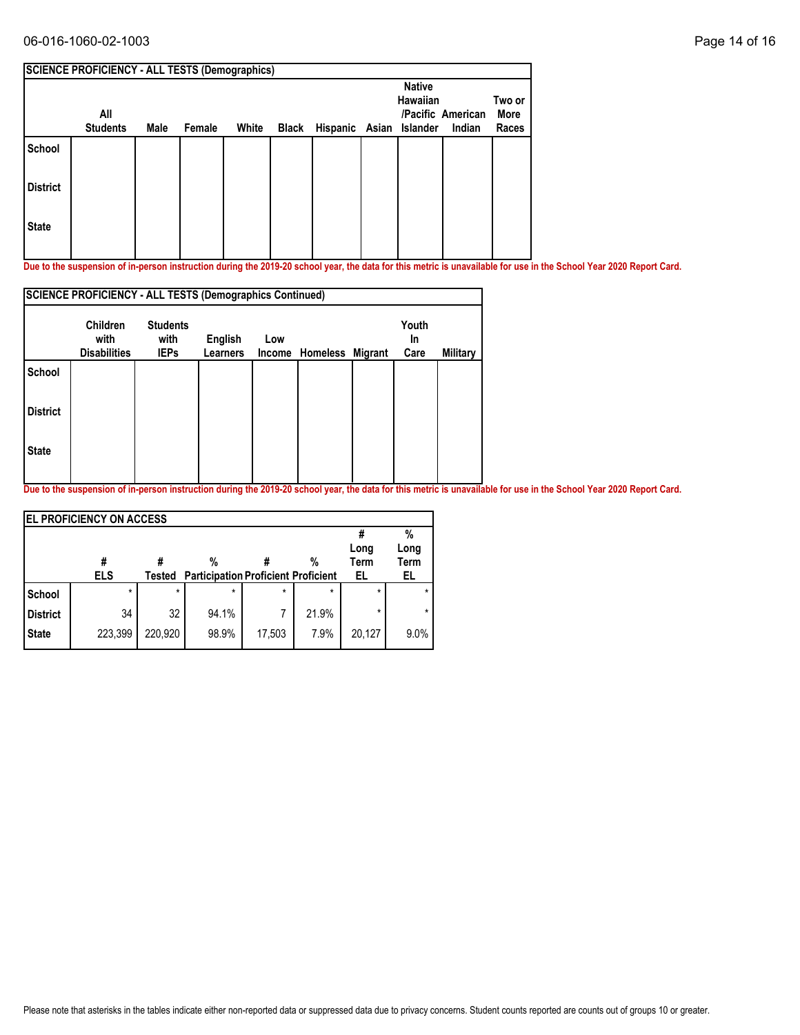| SCIENCE PROFICIENCY - ALL TESTS (Demographics) | | | | | | | | | | |
|---|---|---|---|---|---|---|---|---|---|---|
| | All Students | Male | Female | White | Black | Hispanic | Asian | Native Hawaiian /Pacific Islander | American Indian | Two or More Races |
| School | | | | | | | | | | |
| District | | | | | | | | | | |
| State | | | | | | | | | | |

**Due to the suspension of in-person instruction during the 2019-20 school year, the data for this metric is unavailable for use in the School Year 2020 Report Card.**

| SCIENCE PROFICIENCY - ALL TESTS (Demographics Continued) | | | | | | | | |
|---|---|---|---|---|---|---|---|---|
| | Children with Disabilities | Students with IEPs | English Learners | Low Income | Homeless | Migrant | Youth In Care | Military |
| School | | | | | | | | |
| District | | | | | | | | |
| State | | | | | | | | |

**Due to the suspension of in-person instruction during the 2019-20 school year, the data for this metric is unavailable for use in the School Year 2020 Report Card.**

| EL PROFICIENCY ON ACCESS | | | | | | | |
|---|---|---|---|---|---|---|---|
| | # ELS | # Tested | % Participation | # Proficient | % Proficient | # Long Term EL | % Long Term EL |
| School | * | * | * | * | * | * | * |
| District | 34 | 32 | 94.1% | 7 | 21.9% | * | * |
| State | 223,399 | 220,920 | 98.9% | 17,503 | 7.9% | 20,127 | 9.0% |

Please note that asterisks in the tables indicate either non-reported data or suppressed data due to privacy concerns. Student counts reported are counts out of groups 10 or greater.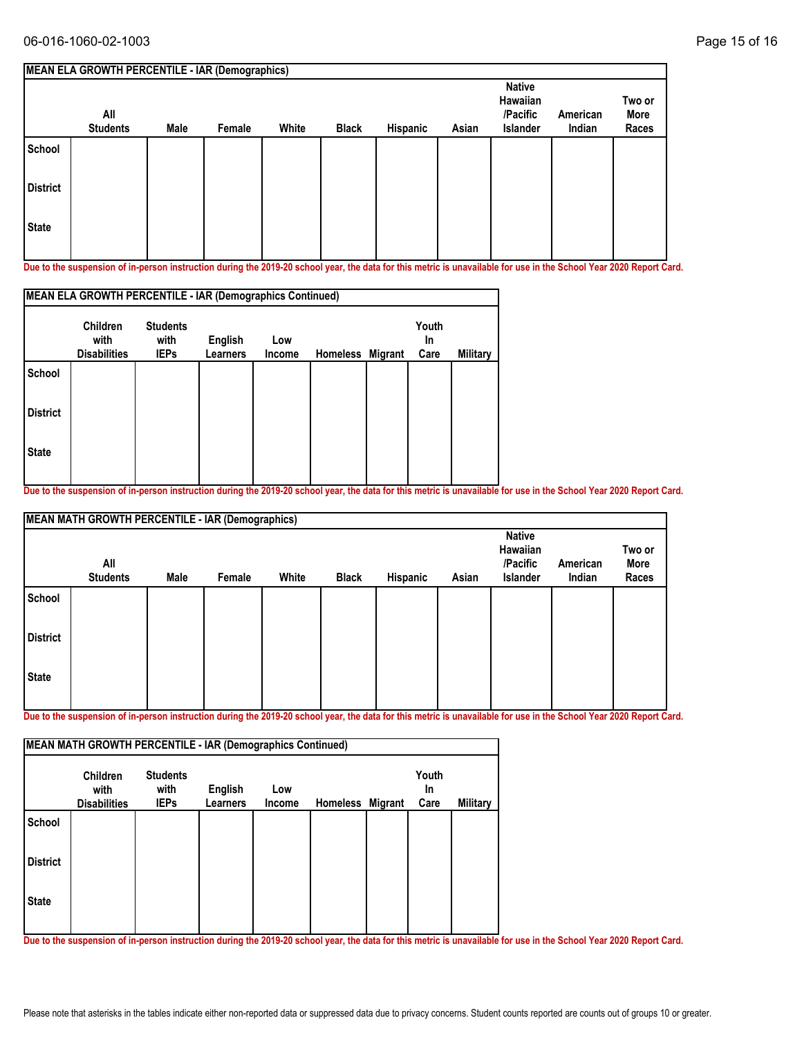| MEAN ELA GROWTH PERCENTILE - IAR (Demographics) | | | | | | | | | | |
|---|---|---|---|---|---|---|---|---|---|---|
| | All Students | Male | Female | White | Black | Hispanic | Asian | Native Hawaiian /Pacific Islander | American Indian | Two or More Races |
| School | | | | | | | | | | |
| District | | | | | | | | | | |
| State | | | | | | | | | | |

Due to the suspension of in-person instruction during the 2019-20 school year, the data for this metric is unavailable for use in the School Year 2020 Report Card.

| MEAN ELA GROWTH PERCENTILE - IAR (Demographics Continued) | | | | | | | | |
|---|---|---|---|---|---|---|---|---|
| | Children with Disabilities | Students with IEPs | English Learners | Low Income | Homeless | Migrant | Youth In Care | Military |
| School | | | | | | | | |
| District | | | | | | | | |
| State | | | | | | | | |

Due to the suspension of in-person instruction during the 2019-20 school year, the data for this metric is unavailable for use in the School Year 2020 Report Card.

| MEAN MATH GROWTH PERCENTILE - IAR (Demographics) | | | | | | | | | | |
|---|---|---|---|---|---|---|---|---|---|---|
| | All Students | Male | Female | White | Black | Hispanic | Asian | Native Hawaiian /Pacific Islander | American Indian | Two or More Races |
| School | | | | | | | | | | |
| District | | | | | | | | | | |
| State | | | | | | | | | | |

Due to the suspension of in-person instruction during the 2019-20 school year, the data for this metric is unavailable for use in the School Year 2020 Report Card.

| MEAN MATH GROWTH PERCENTILE - IAR (Demographics Continued) | | | | | | | | |
|---|---|---|---|---|---|---|---|---|
| | Children with Disabilities | Students with IEPs | English Learners | Low Income | Homeless | Migrant | Youth In Care | Military |
| School | | | | | | | | |
| District | | | | | | | | |
| State | | | | | | | | |

Due to the suspension of in-person instruction during the 2019-20 school year, the data for this metric is unavailable for use in the School Year 2020 Report Card.

Please note that asterisks in the tables indicate either non-reported data or suppressed data due to privacy concerns. Student counts reported are counts out of groups 10 or greater.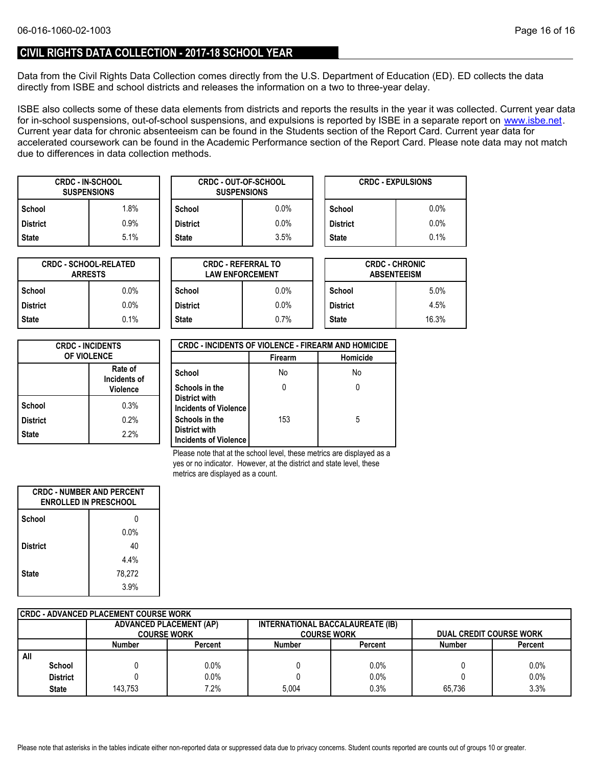## CIVIL RIGHTS DATA COLLECTION - 2017-18 SCHOOL YEAR

Data from the Civil Rights Data Collection comes directly from the U.S. Department of Education (ED). ED collects the data directly from ISBE and school districts and releases the information on a two to three-year delay.

ISBE also collects some of these data elements from districts and reports the results in the year it was collected. Current year data for in-school suspensions, out-of-school suspensions, and expulsions is reported by ISBE in a separate report on www.isbe.net. Current year data for chronic absenteeism can be found in the Students section of the Report Card. Current year data for accelerated coursework can be found in the Academic Performance section of the Report Card. Please note data may not match due to differences in data collection methods.

| CRDC - IN-SCHOOL SUSPENSIONS | |
|---|---|
| School | 1.8% |
| District | 0.9% |
| State | 5.1% |

| CRDC - OUT-OF-SCHOOL SUSPENSIONS | |
|---|---|
| School | 0.0% |
| District | 0.0% |
| State | 3.5% |

| CRDC - EXPULSIONS | |
|---|---|
| School | 0.0% |
| District | 0.0% |
| State | 0.1% |

| CRDC - SCHOOL-RELATED ARRESTS | |
|---|---|
| School | 0.0% |
| District | 0.0% |
| State | 0.1% |

| CRDC - REFERRAL TO LAW ENFORCEMENT | |
|---|---|
| School | 0.0% |
| District | 0.0% |
| State | 0.7% |

| CRDC - CHRONIC ABSENTEEISM | |
|---|---|
| School | 5.0% |
| District | 4.5% |
| State | 16.3% |

| CRDC - INCIDENTS OF VIOLENCE | Rate of Incidents of Violence |
|---|---|
| School | 0.3% |
| District | 0.2% |
| State | 2.2% |

| CRDC - INCIDENTS OF VIOLENCE - FIREARM AND HOMICIDE | Firearm | Homicide |
|---|---|---|
| School | No | No |
| Schools in the District with Incidents of Violence | 0 | 0 |
| Schools in the District with Incidents of Violence | 153 | 5 |

Please note that at the school level, these metrics are displayed as a yes or no indicator. However, at the district and state level, these metrics are displayed as a count.

| CRDC - NUMBER AND PERCENT ENROLLED IN PRESCHOOL | |
|---|---|
| School | 0 |
| | 0.0% |
| District | 40 |
| | 4.4% |
| State | 78,272 |
| | 3.9% |

| CRDC - ADVANCED PLACEMENT COURSE WORK | | ADVANCED PLACEMENT (AP) COURSE WORK | | INTERNATIONAL BACCALAUREATE (IB) COURSE WORK | | DUAL CREDIT COURSE WORK | |
|---|---|---|---|---|---|---|---|
| | | Number | Percent | Number | Percent | Number | Percent |
| All | | | | | | | |
| | School | 0 | 0.0% | 0 | 0.0% | 0 | 0.0% |
| | District | 0 | 0.0% | 0 | 0.0% | 0 | 0.0% |
| | State | 143,753 | 7.2% | 5,004 | 0.3% | 65,736 | 3.3% |

Please note that asterisks in the tables indicate either non-reported data or suppressed data due to privacy concerns. Student counts reported are counts out of groups 10 or greater.